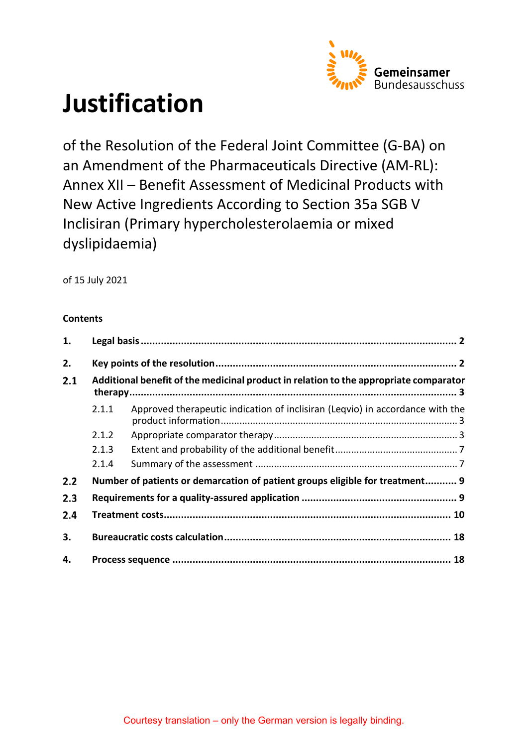# Justification

of the Resolution of the Federal Joint Committee (G-BA) on an Amendment of the Pharmaceuticals Directive (AM-RL): Annex XII – Benefit Assessment of Medicinal Products with New Active Ingredients According to Section 35a SGB V Inclisiran (Primary hypercholesterolaemia or mixed dyslipidaemia)

of 15 July 2021

**Contents**

**1. Legal basis** ..... **2**

**2. Key points of the resolution** ..... **2**

**2.1 Additional benefit of the medicinal product in relation to the appropriate comparator therapy** ..... **3**

2.1.1 Approved therapeutic indication of inclisiran (Leqvio) in accordance with the product information ..... 3

2.1.2 Appropriate comparator therapy ..... 3

2.1.3 Extent and probability of the additional benefit ..... 7

2.1.4 Summary of the assessment ..... 7

**2.2 Number of patients or demarcation of patient groups eligible for treatment** ..... **9**

**2.3 Requirements for a quality-assured application** ..... **9**

**2.4 Treatment costs** ..... **10**

**3. Bureaucratic costs calculation** ..... **18**

**4. Process sequence** ..... **18**

Courtesy translation – only the German version is legally binding.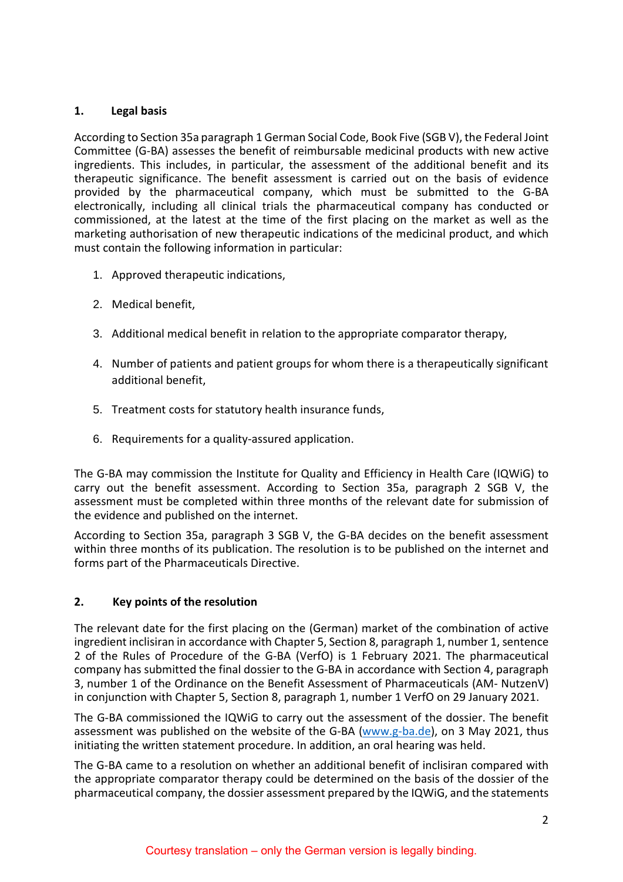## 1. Legal basis

According to Section 35a paragraph 1 German Social Code, Book Five (SGB V), the Federal Joint Committee (G-BA) assesses the benefit of reimbursable medicinal products with new active ingredients. This includes, in particular, the assessment of the additional benefit and its therapeutic significance. The benefit assessment is carried out on the basis of evidence provided by the pharmaceutical company, which must be submitted to the G-BA electronically, including all clinical trials the pharmaceutical company has conducted or commissioned, at the latest at the time of the first placing on the market as well as the marketing authorisation of new therapeutic indications of the medicinal product, and which must contain the following information in particular:

1. Approved therapeutic indications,
2. Medical benefit,
3. Additional medical benefit in relation to the appropriate comparator therapy,
4. Number of patients and patient groups for whom there is a therapeutically significant additional benefit,
5. Treatment costs for statutory health insurance funds,
6. Requirements for a quality-assured application.

The G-BA may commission the Institute for Quality and Efficiency in Health Care (IQWiG) to carry out the benefit assessment. According to Section 35a, paragraph 2 SGB V, the assessment must be completed within three months of the relevant date for submission of the evidence and published on the internet.

According to Section 35a, paragraph 3 SGB V, the G-BA decides on the benefit assessment within three months of its publication. The resolution is to be published on the internet and forms part of the Pharmaceuticals Directive.

## 2. Key points of the resolution

The relevant date for the first placing on the (German) market of the combination of active ingredient inclisiran in accordance with Chapter 5, Section 8, paragraph 1, number 1, sentence 2 of the Rules of Procedure of the G-BA (VerfO) is 1 February 2021. The pharmaceutical company has submitted the final dossier to the G-BA in accordance with Section 4, paragraph 3, number 1 of the Ordinance on the Benefit Assessment of Pharmaceuticals (AM- NutzenV) in conjunction with Chapter 5, Section 8, paragraph 1, number 1 VerfO on 29 January 2021.

The G-BA commissioned the IQWiG to carry out the assessment of the dossier. The benefit assessment was published on the website of the G-BA (www.g-ba.de), on 3 May 2021, thus initiating the written statement procedure. In addition, an oral hearing was held.

The G-BA came to a resolution on whether an additional benefit of inclisiran compared with the appropriate comparator therapy could be determined on the basis of the dossier of the pharmaceutical company, the dossier assessment prepared by the IQWiG, and the statements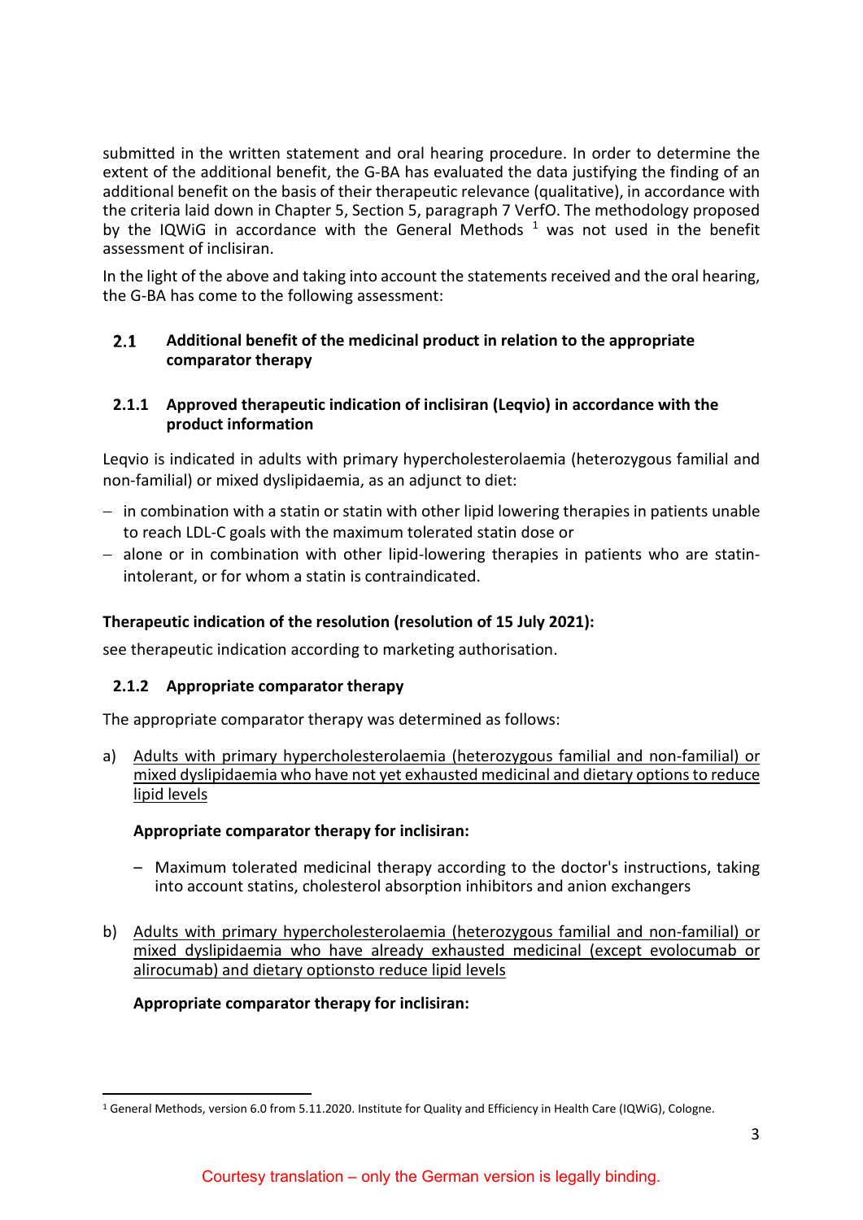submitted in the written statement and oral hearing procedure. In order to determine the extent of the additional benefit, the G-BA has evaluated the data justifying the finding of an additional benefit on the basis of their therapeutic relevance (qualitative), in accordance with the criteria laid down in Chapter 5, Section 5, paragraph 7 VerfO. The methodology proposed by the IQWiG in accordance with the General Methods [1] was not used in the benefit assessment of inclisiran.

In the light of the above and taking into account the statements received and the oral hearing, the G-BA has come to the following assessment:

## 2.1 Additional benefit of the medicinal product in relation to the appropriate comparator therapy

### 2.1.1 Approved therapeutic indication of inclisiran (Leqvio) in accordance with the product information

Leqvio is indicated in adults with primary hypercholesterolaemia (heterozygous familial and non-familial) or mixed dyslipidaemia, as an adjunct to diet:

- in combination with a statin or statin with other lipid lowering therapies in patients unable to reach LDL-C goals with the maximum tolerated statin dose or
- alone or in combination with other lipid-lowering therapies in patients who are statin-intolerant, or for whom a statin is contraindicated.

**Therapeutic indication of the resolution (resolution of 15 July 2021):**

see therapeutic indication according to marketing authorisation.

### 2.1.2 Appropriate comparator therapy

The appropriate comparator therapy was determined as follows:

a) Adults with primary hypercholesterolaemia (heterozygous familial and non-familial) or mixed dyslipidaemia who have not yet exhausted medicinal and dietary options to reduce lipid levels

**Appropriate comparator therapy for inclisiran:**

- Maximum tolerated medicinal therapy according to the doctor's instructions, taking into account statins, cholesterol absorption inhibitors and anion exchangers

b) Adults with primary hypercholesterolaemia (heterozygous familial and non-familial) or mixed dyslipidaemia who have already exhausted medicinal (except evolocumab or alirocumab) and dietary optionsto reduce lipid levels

**Appropriate comparator therapy for inclisiran:**

[1] General Methods, version 6.0 from 5.11.2020. Institute for Quality and Efficiency in Health Care (IQWiG), Cologne.

Courtesy translation – only the German version is legally binding.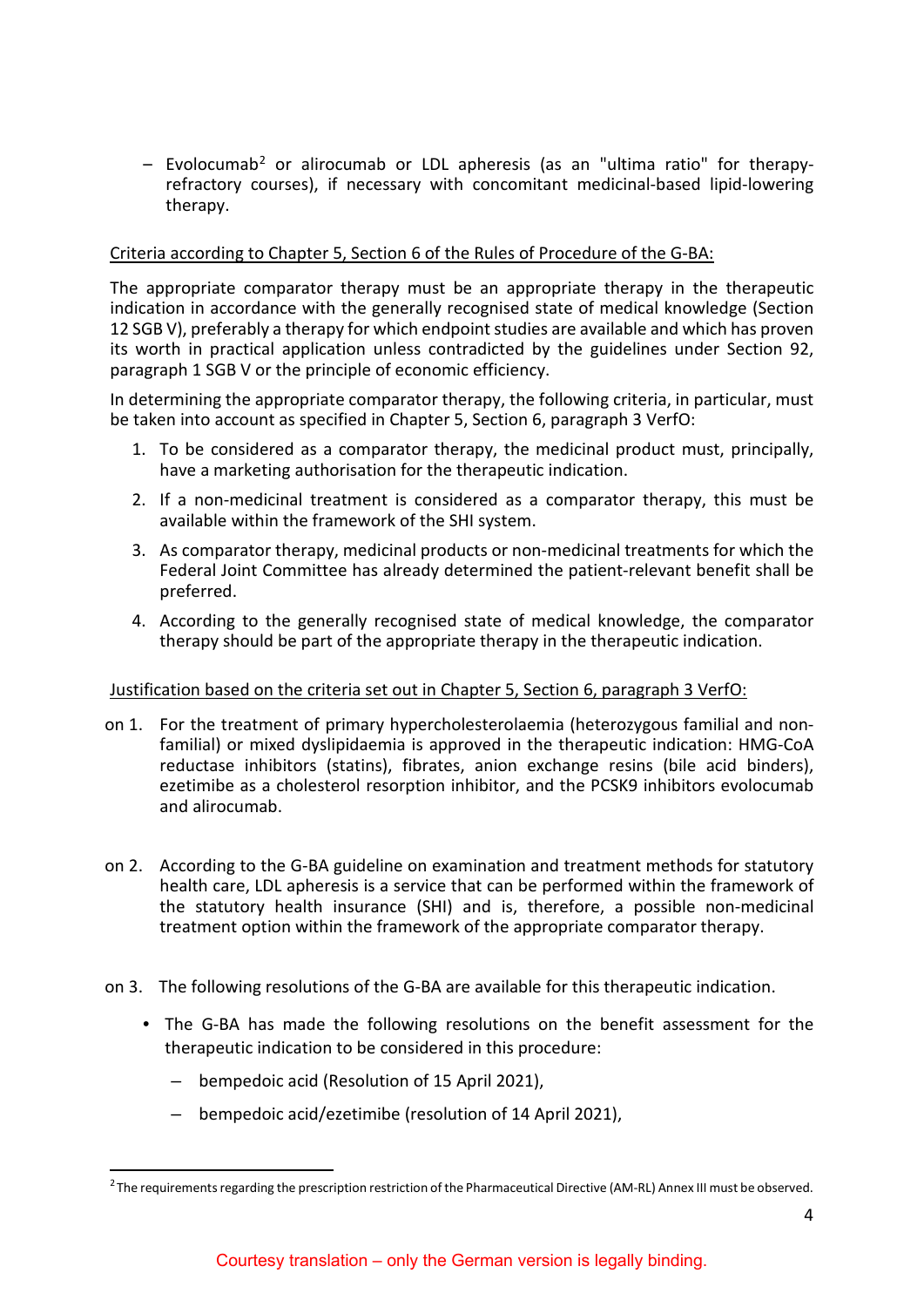– Evolocumab[2] or alirocumab or LDL apheresis (as an "ultima ratio" for therapy-refractory courses), if necessary with concomitant medicinal-based lipid-lowering therapy.

Criteria according to Chapter 5, Section 6 of the Rules of Procedure of the G-BA:

The appropriate comparator therapy must be an appropriate therapy in the therapeutic indication in accordance with the generally recognised state of medical knowledge (Section 12 SGB V), preferably a therapy for which endpoint studies are available and which has proven its worth in practical application unless contradicted by the guidelines under Section 92, paragraph 1 SGB V or the principle of economic efficiency.

In determining the appropriate comparator therapy, the following criteria, in particular, must be taken into account as specified in Chapter 5, Section 6, paragraph 3 VerfO:

1. To be considered as a comparator therapy, the medicinal product must, principally, have a marketing authorisation for the therapeutic indication.
2. If a non-medicinal treatment is considered as a comparator therapy, this must be available within the framework of the SHI system.
3. As comparator therapy, medicinal products or non-medicinal treatments for which the Federal Joint Committee has already determined the patient-relevant benefit shall be preferred.
4. According to the generally recognised state of medical knowledge, the comparator therapy should be part of the appropriate therapy in the therapeutic indication.

Justification based on the criteria set out in Chapter 5, Section 6, paragraph 3 VerfO:

on 1. For the treatment of primary hypercholesterolaemia (heterozygous familial and non-familial) or mixed dyslipidaemia is approved in the therapeutic indication: HMG-CoA reductase inhibitors (statins), fibrates, anion exchange resins (bile acid binders), ezetimibe as a cholesterol resorption inhibitor, and the PCSK9 inhibitors evolocumab and alirocumab.

on 2. According to the G-BA guideline on examination and treatment methods for statutory health care, LDL apheresis is a service that can be performed within the framework of the statutory health insurance (SHI) and is, therefore, a possible non-medicinal treatment option within the framework of the appropriate comparator therapy.

on 3. The following resolutions of the G-BA are available for this therapeutic indication.

- The G-BA has made the following resolutions on the benefit assessment for the therapeutic indication to be considered in this procedure:
  - bempedoic acid (Resolution of 15 April 2021),
  - bempedoic acid/ezetimibe (resolution of 14 April 2021),

[2] The requirements regarding the prescription restriction of the Pharmaceutical Directive (AM-RL) Annex III must be observed.

Courtesy translation – only the German version is legally binding.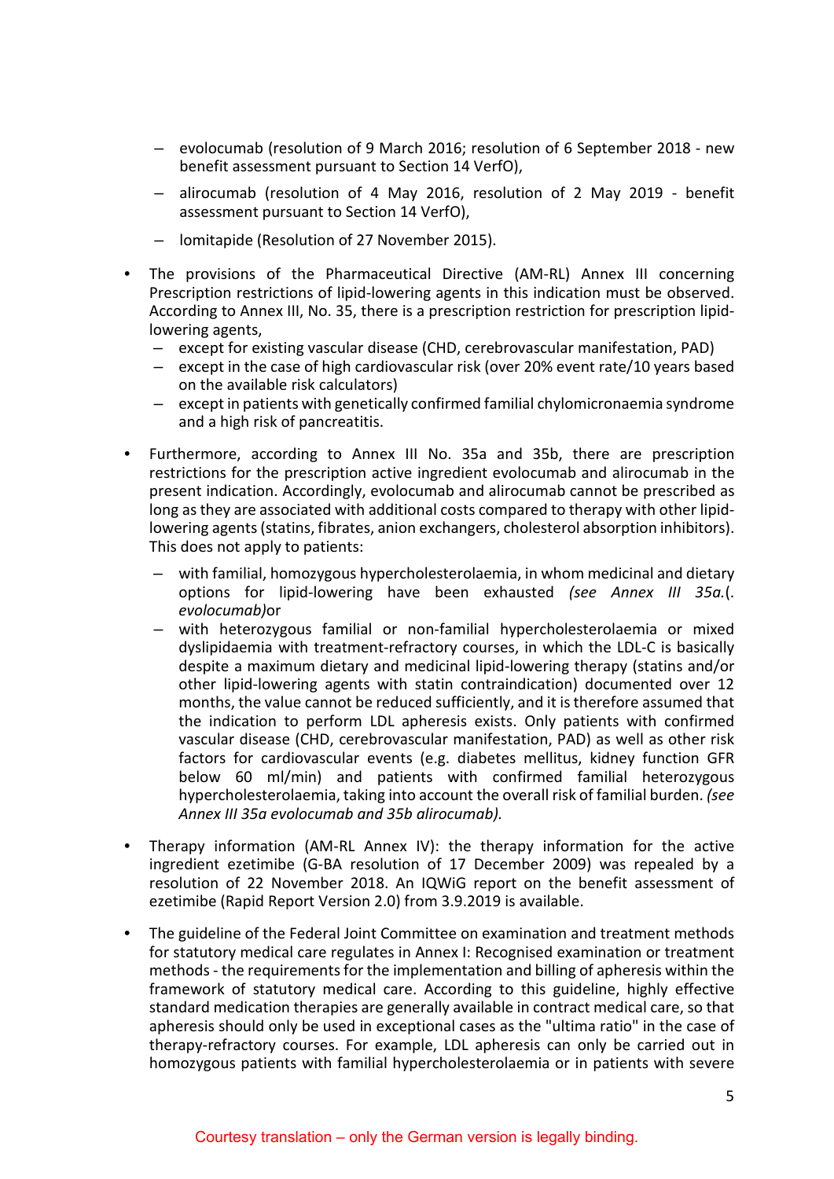- evolocumab (resolution of 9 March 2016; resolution of 6 September 2018 - new benefit assessment pursuant to Section 14 VerfO),
  - alirocumab (resolution of 4 May 2016, resolution of 2 May 2019 - benefit assessment pursuant to Section 14 VerfO),
  - lomitapide (Resolution of 27 November 2015).

- The provisions of the Pharmaceutical Directive (AM-RL) Annex III concerning Prescription restrictions of lipid-lowering agents in this indication must be observed. According to Annex III, No. 35, there is a prescription restriction for prescription lipid-lowering agents,
  - except for existing vascular disease (CHD, cerebrovascular manifestation, PAD)
  - except in the case of high cardiovascular risk (over 20% event rate/10 years based on the available risk calculators)
  - except in patients with genetically confirmed familial chylomicronaemia syndrome and a high risk of pancreatitis.

- Furthermore, according to Annex III No. 35a and 35b, there are prescription restrictions for the prescription active ingredient evolocumab and alirocumab in the present indication. Accordingly, evolocumab and alirocumab cannot be prescribed as long as they are associated with additional costs compared to therapy with other lipid-lowering agents (statins, fibrates, anion exchangers, cholesterol absorption inhibitors). This does not apply to patients:
  - with familial, homozygous hypercholesterolaemia, in whom medicinal and dietary options for lipid-lowering have been exhausted *(see Annex III 35a.*(. *evolocumab)*or
  - with heterozygous familial or non-familial hypercholesterolaemia or mixed dyslipidaemia with treatment-refractory courses, in which the LDL-C is basically despite a maximum dietary and medicinal lipid-lowering therapy (statins and/or other lipid-lowering agents with statin contraindication) documented over 12 months, the value cannot be reduced sufficiently, and it is therefore assumed that the indication to perform LDL apheresis exists. Only patients with confirmed vascular disease (CHD, cerebrovascular manifestation, PAD) as well as other risk factors for cardiovascular events (e.g. diabetes mellitus, kidney function GFR below 60 ml/min) and patients with confirmed familial heterozygous hypercholesterolaemia, taking into account the overall risk of familial burden. *(see Annex III 35a evolocumab and 35b alirocumab).*

- Therapy information (AM-RL Annex IV): the therapy information for the active ingredient ezetimibe (G-BA resolution of 17 December 2009) was repealed by a resolution of 22 November 2018. An IQWiG report on the benefit assessment of ezetimibe (Rapid Report Version 2.0) from 3.9.2019 is available.

- The guideline of the Federal Joint Committee on examination and treatment methods for statutory medical care regulates in Annex I: Recognised examination or treatment methods - the requirements for the implementation and billing of apheresis within the framework of statutory medical care. According to this guideline, highly effective standard medication therapies are generally available in contract medical care, so that apheresis should only be used in exceptional cases as the "ultima ratio" in the case of therapy-refractory courses. For example, LDL apheresis can only be carried out in homozygous patients with familial hypercholesterolaemia or in patients with severe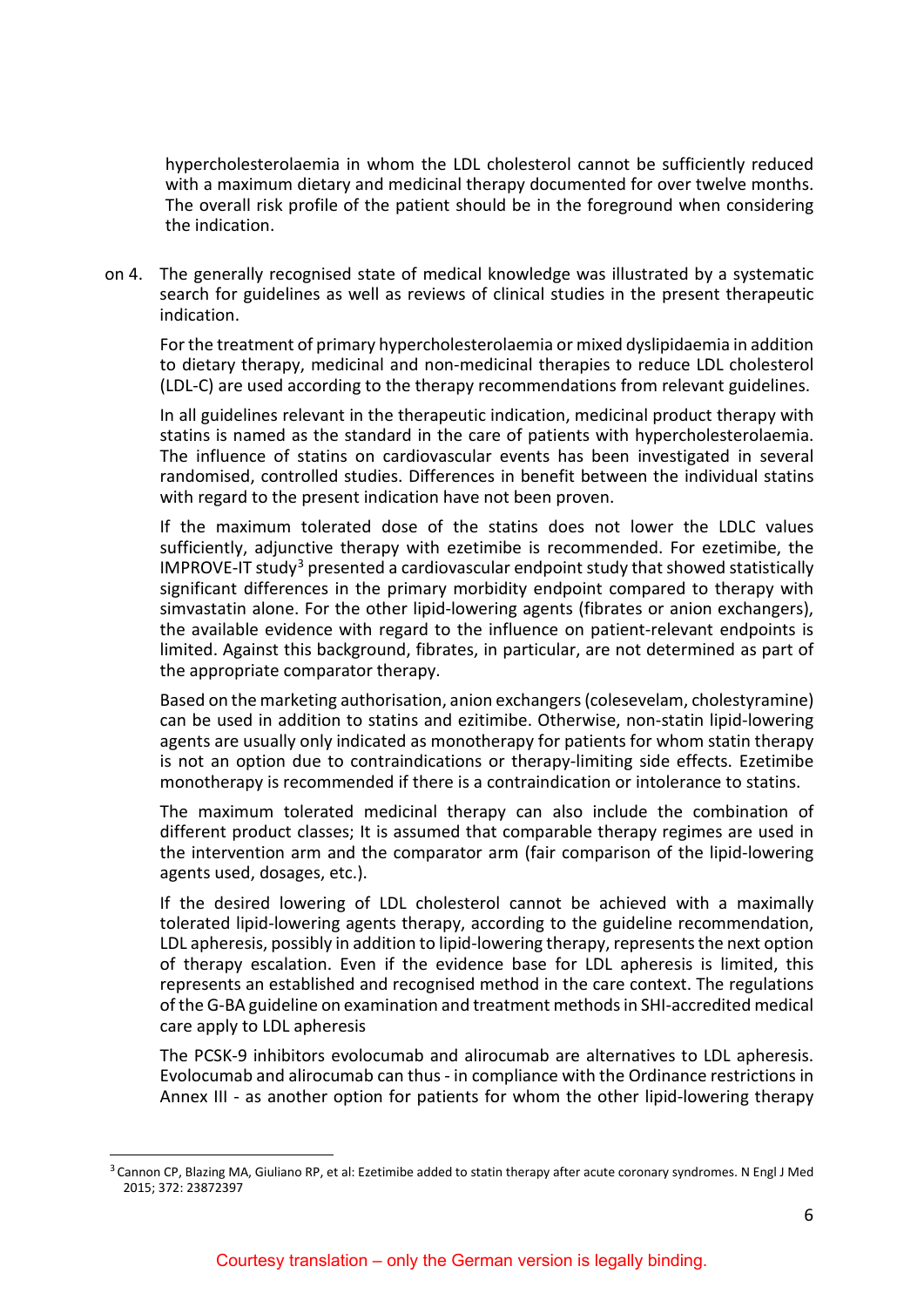hypercholesterolaemia in whom the LDL cholesterol cannot be sufficiently reduced with a maximum dietary and medicinal therapy documented for over twelve months. The overall risk profile of the patient should be in the foreground when considering the indication.

on 4. The generally recognised state of medical knowledge was illustrated by a systematic search for guidelines as well as reviews of clinical studies in the present therapeutic indication.

For the treatment of primary hypercholesterolaemia or mixed dyslipidaemia in addition to dietary therapy, medicinal and non-medicinal therapies to reduce LDL cholesterol (LDL-C) are used according to the therapy recommendations from relevant guidelines.

In all guidelines relevant in the therapeutic indication, medicinal product therapy with statins is named as the standard in the care of patients with hypercholesterolaemia. The influence of statins on cardiovascular events has been investigated in several randomised, controlled studies. Differences in benefit between the individual statins with regard to the present indication have not been proven.

If the maximum tolerated dose of the statins does not lower the LDLC values sufficiently, adjunctive therapy with ezetimibe is recommended. For ezetimibe, the IMPROVE-IT study[3] presented a cardiovascular endpoint study that showed statistically significant differences in the primary morbidity endpoint compared to therapy with simvastatin alone. For the other lipid-lowering agents (fibrates or anion exchangers), the available evidence with regard to the influence on patient-relevant endpoints is limited. Against this background, fibrates, in particular, are not determined as part of the appropriate comparator therapy.

Based on the marketing authorisation, anion exchangers (colesevelam, cholestyramine) can be used in addition to statins and ezitimibe. Otherwise, non-statin lipid-lowering agents are usually only indicated as monotherapy for patients for whom statin therapy is not an option due to contraindications or therapy-limiting side effects. Ezetimibe monotherapy is recommended if there is a contraindication or intolerance to statins.

The maximum tolerated medicinal therapy can also include the combination of different product classes; It is assumed that comparable therapy regimes are used in the intervention arm and the comparator arm (fair comparison of the lipid-lowering agents used, dosages, etc.).

If the desired lowering of LDL cholesterol cannot be achieved with a maximally tolerated lipid-lowering agents therapy, according to the guideline recommendation, LDL apheresis, possibly in addition to lipid-lowering therapy, represents the next option of therapy escalation. Even if the evidence base for LDL apheresis is limited, this represents an established and recognised method in the care context. The regulations of the G-BA guideline on examination and treatment methods in SHI-accredited medical care apply to LDL apheresis

The PCSK-9 inhibitors evolocumab and alirocumab are alternatives to LDL apheresis. Evolocumab and alirocumab can thus - in compliance with the Ordinance restrictions in Annex III - as another option for patients for whom the other lipid-lowering therapy

---

[3] Cannon CP, Blazing MA, Giuliano RP, et al: Ezetimibe added to statin therapy after acute coronary syndromes. N Engl J Med 2015; 372: 23872397

Courtesy translation – only the German version is legally binding.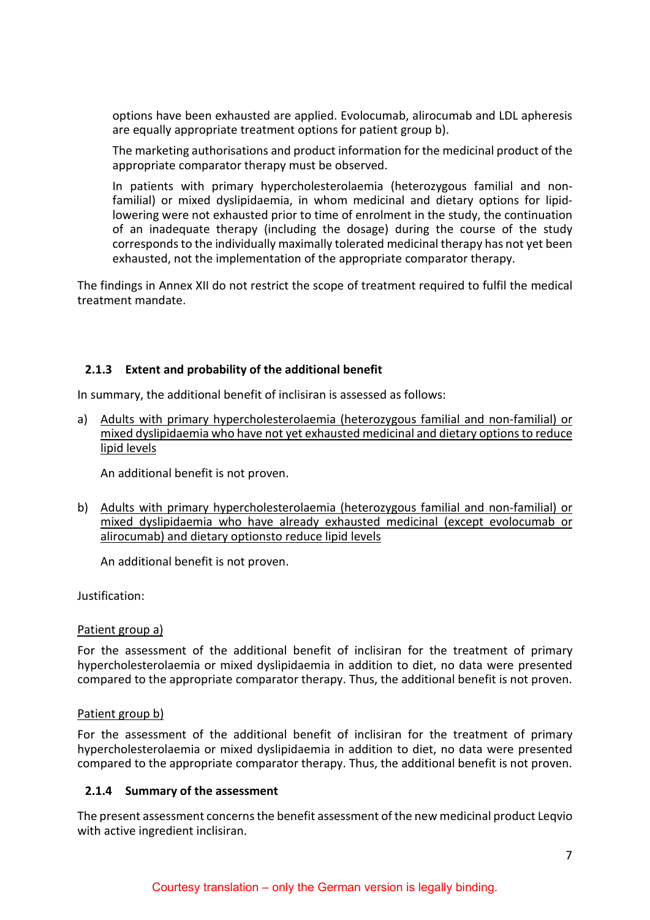options have been exhausted are applied. Evolocumab, alirocumab and LDL apheresis are equally appropriate treatment options for patient group b).

The marketing authorisations and product information for the medicinal product of the appropriate comparator therapy must be observed.

In patients with primary hypercholesterolaemia (heterozygous familial and non-familial) or mixed dyslipidaemia, in whom medicinal and dietary options for lipid-lowering were not exhausted prior to time of enrolment in the study, the continuation of an inadequate therapy (including the dosage) during the course of the study corresponds to the individually maximally tolerated medicinal therapy has not yet been exhausted, not the implementation of the appropriate comparator therapy.

The findings in Annex XII do not restrict the scope of treatment required to fulfil the medical treatment mandate.

### 2.1.3 Extent and probability of the additional benefit

In summary, the additional benefit of inclisiran is assessed as follows:

a) Adults with primary hypercholesterolaemia (heterozygous familial and non-familial) or mixed dyslipidaemia who have not yet exhausted medicinal and dietary options to reduce lipid levels

   An additional benefit is not proven.

b) Adults with primary hypercholesterolaemia (heterozygous familial and non-familial) or mixed dyslipidaemia who have already exhausted medicinal (except evolocumab or alirocumab) and dietary optionsto reduce lipid levels

   An additional benefit is not proven.

Justification:

Patient group a)

For the assessment of the additional benefit of inclisiran for the treatment of primary hypercholesterolaemia or mixed dyslipidaemia in addition to diet, no data were presented compared to the appropriate comparator therapy. Thus, the additional benefit is not proven.

Patient group b)

For the assessment of the additional benefit of inclisiran for the treatment of primary hypercholesterolaemia or mixed dyslipidaemia in addition to diet, no data were presented compared to the appropriate comparator therapy. Thus, the additional benefit is not proven.

### 2.1.4 Summary of the assessment

The present assessment concerns the benefit assessment of the new medicinal product Leqvio with active ingredient inclisiran.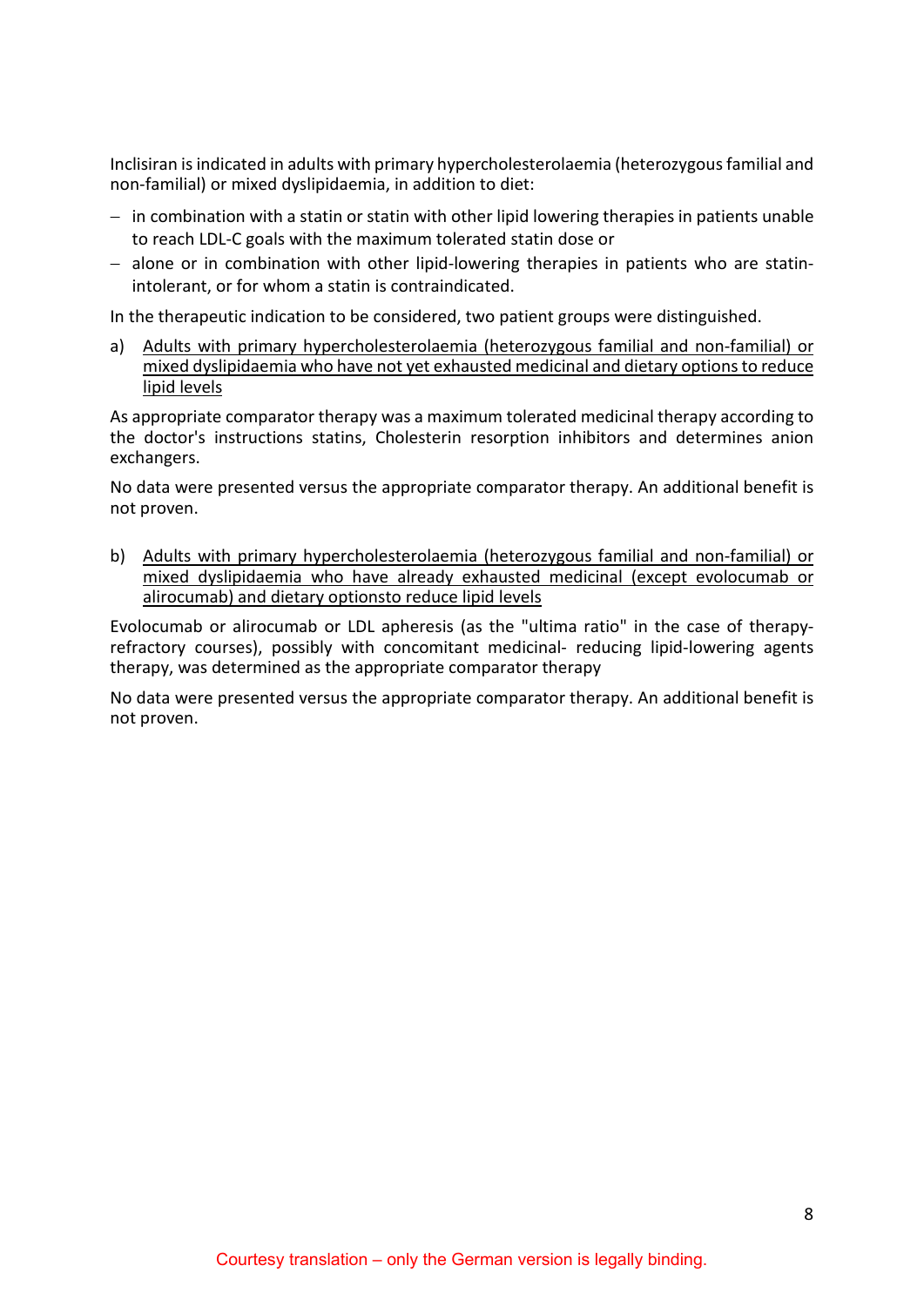Inclisiran is indicated in adults with primary hypercholesterolaemia (heterozygous familial and non-familial) or mixed dyslipidaemia, in addition to diet:

- in combination with a statin or statin with other lipid lowering therapies in patients unable to reach LDL-C goals with the maximum tolerated statin dose or
- alone or in combination with other lipid-lowering therapies in patients who are statin-intolerant, or for whom a statin is contraindicated.

In the therapeutic indication to be considered, two patient groups were distinguished.

a) <u>Adults with primary hypercholesterolaemia (heterozygous familial and non-familial) or mixed dyslipidaemia who have not yet exhausted medicinal and dietary options to reduce lipid levels</u>

As appropriate comparator therapy was a maximum tolerated medicinal therapy according to the doctor's instructions statins, Cholesterin resorption inhibitors and determines anion exchangers.

No data were presented versus the appropriate comparator therapy. An additional benefit is not proven.

b) <u>Adults with primary hypercholesterolaemia (heterozygous familial and non-familial) or mixed dyslipidaemia who have already exhausted medicinal (except evolocumab or alirocumab) and dietary optionsto reduce lipid levels</u>

Evolocumab or alirocumab or LDL apheresis (as the "ultima ratio" in the case of therapy-refractory courses), possibly with concomitant medicinal- reducing lipid-lowering agents therapy, was determined as the appropriate comparator therapy

No data were presented versus the appropriate comparator therapy. An additional benefit is not proven.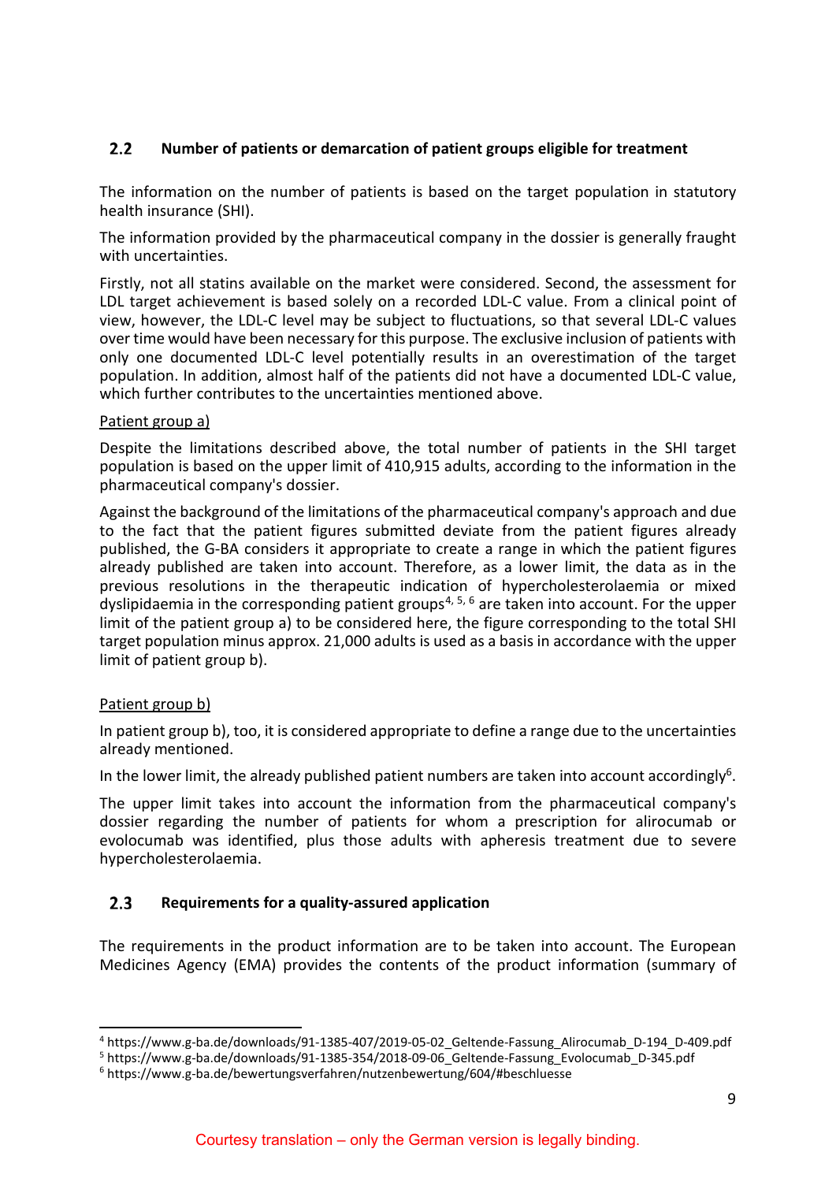## 2.2 Number of patients or demarcation of patient groups eligible for treatment

The information on the number of patients is based on the target population in statutory health insurance (SHI).

The information provided by the pharmaceutical company in the dossier is generally fraught with uncertainties.

Firstly, not all statins available on the market were considered. Second, the assessment for LDL target achievement is based solely on a recorded LDL-C value. From a clinical point of view, however, the LDL-C level may be subject to fluctuations, so that several LDL-C values over time would have been necessary for this purpose. The exclusive inclusion of patients with only one documented LDL-C level potentially results in an overestimation of the target population. In addition, almost half of the patients did not have a documented LDL-C value, which further contributes to the uncertainties mentioned above.

Patient group a)

Despite the limitations described above, the total number of patients in the SHI target population is based on the upper limit of 410,915 adults, according to the information in the pharmaceutical company's dossier.

Against the background of the limitations of the pharmaceutical company's approach and due to the fact that the patient figures submitted deviate from the patient figures already published, the G-BA considers it appropriate to create a range in which the patient figures already published are taken into account. Therefore, as a lower limit, the data as in the previous resolutions in the therapeutic indication of hypercholesterolaemia or mixed dyslipidaemia in the corresponding patient groups[4, 5, 6] are taken into account. For the upper limit of the patient group a) to be considered here, the figure corresponding to the total SHI target population minus approx. 21,000 adults is used as a basis in accordance with the upper limit of patient group b).

Patient group b)

In patient group b), too, it is considered appropriate to define a range due to the uncertainties already mentioned.

In the lower limit, the already published patient numbers are taken into account accordingly[6].

The upper limit takes into account the information from the pharmaceutical company's dossier regarding the number of patients for whom a prescription for alirocumab or evolocumab was identified, plus those adults with apheresis treatment due to severe hypercholesterolaemia.

## 2.3 Requirements for a quality-assured application

The requirements in the product information are to be taken into account. The European Medicines Agency (EMA) provides the contents of the product information (summary of

---

[4] https://www.g-ba.de/downloads/91-1385-407/2019-05-02_Geltende-Fassung_Alirocumab_D-194_D-409.pdf

[5] https://www.g-ba.de/downloads/91-1385-354/2018-09-06_Geltende-Fassung_Evolocumab_D-345.pdf

[6] https://www.g-ba.de/bewertungsverfahren/nutzenbewertung/604/#beschluesse

Courtesy translation – only the German version is legally binding.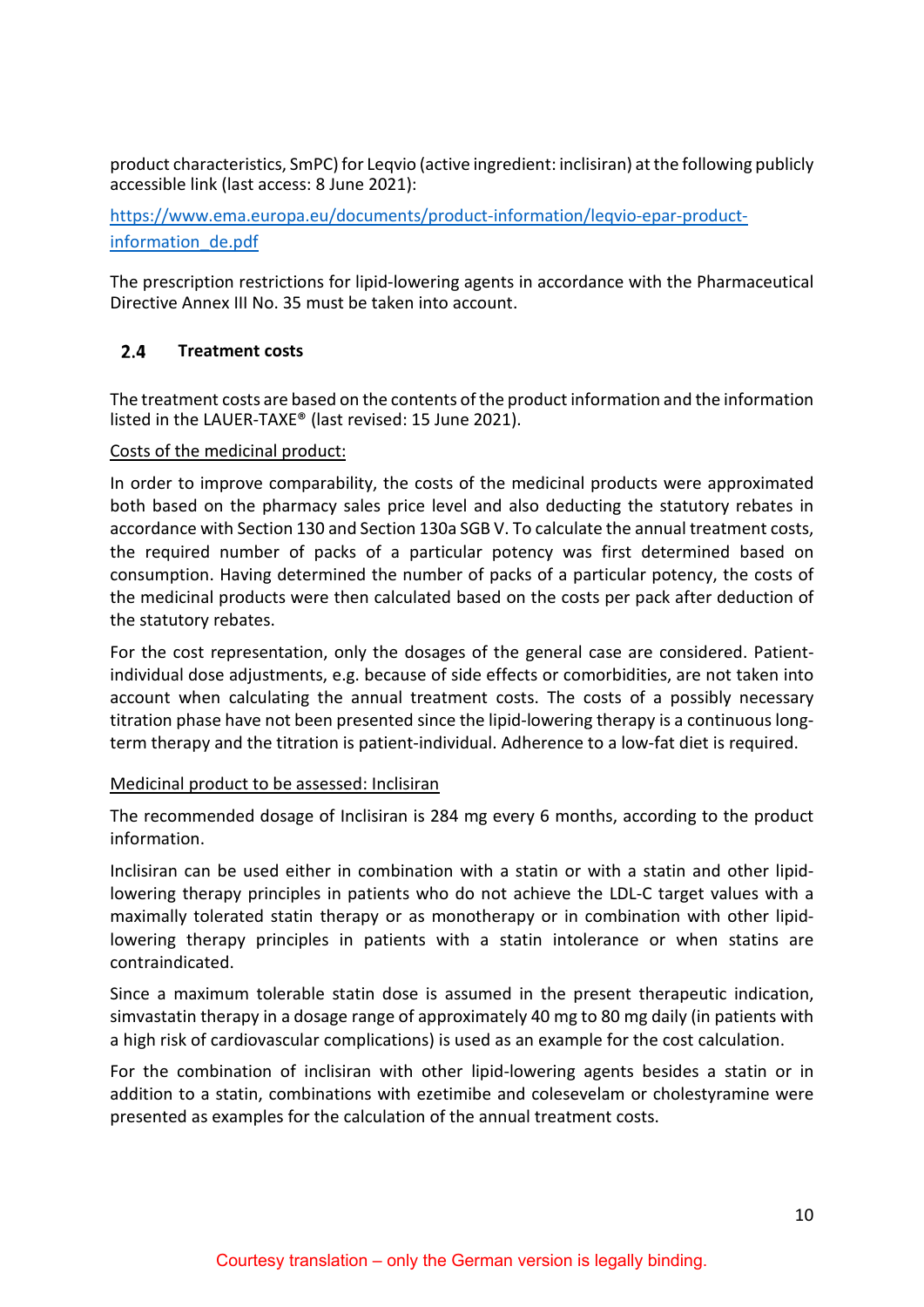product characteristics, SmPC) for Leqvio (active ingredient: inclisiran) at the following publicly accessible link (last access: 8 June 2021):

https://www.ema.europa.eu/documents/product-information/leqvio-epar-product-information_de.pdf

The prescription restrictions for lipid-lowering agents in accordance with the Pharmaceutical Directive Annex III No. 35 must be taken into account.

## 2.4 Treatment costs

The treatment costs are based on the contents of the product information and the information listed in the LAUER-TAXE® (last revised: 15 June 2021).

Costs of the medicinal product:

In order to improve comparability, the costs of the medicinal products were approximated both based on the pharmacy sales price level and also deducting the statutory rebates in accordance with Section 130 and Section 130a SGB V. To calculate the annual treatment costs, the required number of packs of a particular potency was first determined based on consumption. Having determined the number of packs of a particular potency, the costs of the medicinal products were then calculated based on the costs per pack after deduction of the statutory rebates.

For the cost representation, only the dosages of the general case are considered. Patient-individual dose adjustments, e.g. because of side effects or comorbidities, are not taken into account when calculating the annual treatment costs. The costs of a possibly necessary titration phase have not been presented since the lipid-lowering therapy is a continuous long-term therapy and the titration is patient-individual. Adherence to a low-fat diet is required.

Medicinal product to be assessed: Inclisiran

The recommended dosage of Inclisiran is 284 mg every 6 months, according to the product information.

Inclisiran can be used either in combination with a statin or with a statin and other lipid-lowering therapy principles in patients who do not achieve the LDL-C target values with a maximally tolerated statin therapy or as monotherapy or in combination with other lipid-lowering therapy principles in patients with a statin intolerance or when statins are contraindicated.

Since a maximum tolerable statin dose is assumed in the present therapeutic indication, simvastatin therapy in a dosage range of approximately 40 mg to 80 mg daily (in patients with a high risk of cardiovascular complications) is used as an example for the cost calculation.

For the combination of inclisiran with other lipid-lowering agents besides a statin or in addition to a statin, combinations with ezetimibe and colesevelam or cholestyramine were presented as examples for the calculation of the annual treatment costs.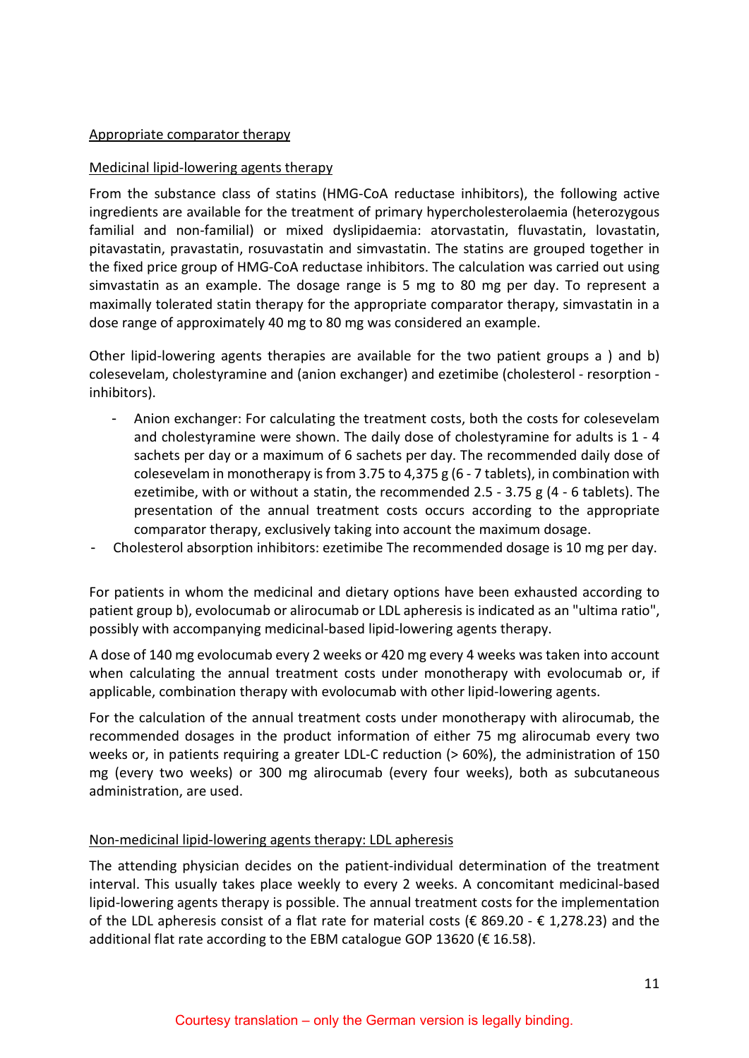Appropriate comparator therapy

Medicinal lipid-lowering agents therapy

From the substance class of statins (HMG-CoA reductase inhibitors), the following active ingredients are available for the treatment of primary hypercholesterolaemia (heterozygous familial and non-familial) or mixed dyslipidaemia: atorvastatin, fluvastatin, lovastatin, pitavastatin, pravastatin, rosuvastatin and simvastatin. The statins are grouped together in the fixed price group of HMG-CoA reductase inhibitors. The calculation was carried out using simvastatin as an example. The dosage range is 5 mg to 80 mg per day. To represent a maximally tolerated statin therapy for the appropriate comparator therapy, simvastatin in a dose range of approximately 40 mg to 80 mg was considered an example.

Other lipid-lowering agents therapies are available for the two patient groups a ) and b) colesevelam, cholestyramine and (anion exchanger) and ezetimibe (cholesterol - resorption - inhibitors).

- Anion exchanger: For calculating the treatment costs, both the costs for colesevelam and cholestyramine were shown. The daily dose of cholestyramine for adults is 1 - 4 sachets per day or a maximum of 6 sachets per day. The recommended daily dose of colesevelam in monotherapy is from 3.75 to 4,375 g (6 - 7 tablets), in combination with ezetimibe, with or without a statin, the recommended 2.5 - 3.75 g (4 - 6 tablets). The presentation of the annual treatment costs occurs according to the appropriate comparator therapy, exclusively taking into account the maximum dosage.
- Cholesterol absorption inhibitors: ezetimibe The recommended dosage is 10 mg per day.

For patients in whom the medicinal and dietary options have been exhausted according to patient group b), evolocumab or alirocumab or LDL apheresis is indicated as an "ultima ratio", possibly with accompanying medicinal-based lipid-lowering agents therapy.

A dose of 140 mg evolocumab every 2 weeks or 420 mg every 4 weeks was taken into account when calculating the annual treatment costs under monotherapy with evolocumab or, if applicable, combination therapy with evolocumab with other lipid-lowering agents.

For the calculation of the annual treatment costs under monotherapy with alirocumab, the recommended dosages in the product information of either 75 mg alirocumab every two weeks or, in patients requiring a greater LDL-C reduction (> 60%), the administration of 150 mg (every two weeks) or 300 mg alirocumab (every four weeks), both as subcutaneous administration, are used.

Non-medicinal lipid-lowering agents therapy: LDL apheresis

The attending physician decides on the patient-individual determination of the treatment interval. This usually takes place weekly to every 2 weeks. A concomitant medicinal-based lipid-lowering agents therapy is possible. The annual treatment costs for the implementation of the LDL apheresis consist of a flat rate for material costs (€ 869.20 - € 1,278.23) and the additional flat rate according to the EBM catalogue GOP 13620 (€ 16.58).

Courtesy translation – only the German version is legally binding.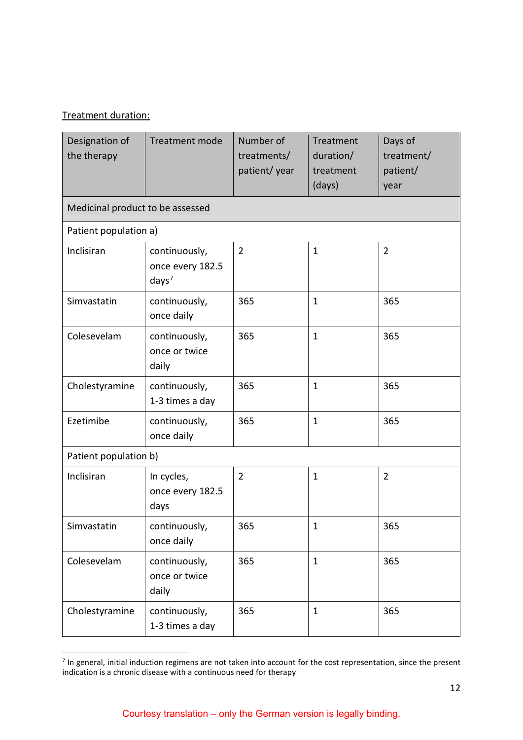<u>Treatment duration:</u>

| Designation of the therapy | Treatment mode | Number of treatments/ patient/ year | Treatment duration/ treatment (days) | Days of treatment/ patient/ year |
|---|---|---|---|---|
| Medicinal product to be assessed | | | | |
| Patient population a) | | | | |
| Inclisiran | continuously, once every 182.5 days[7] | 2 | 1 | 2 |
| Simvastatin | continuously, once daily | 365 | 1 | 365 |
| Colesevelam | continuously, once or twice daily | 365 | 1 | 365 |
| Cholestyramine | continuously, 1-3 times a day | 365 | 1 | 365 |
| Ezetimibe | continuously, once daily | 365 | 1 | 365 |
| Patient population b) | | | | |
| Inclisiran | In cycles, once every 182.5 days | 2 | 1 | 2 |
| Simvastatin | continuously, once daily | 365 | 1 | 365 |
| Colesevelam | continuously, once or twice daily | 365 | 1 | 365 |
| Cholestyramine | continuously, 1-3 times a day | 365 | 1 | 365 |

[7] In general, initial induction regimens are not taken into account for the cost representation, since the present indication is a chronic disease with a continuous need for therapy

Courtesy translation – only the German version is legally binding.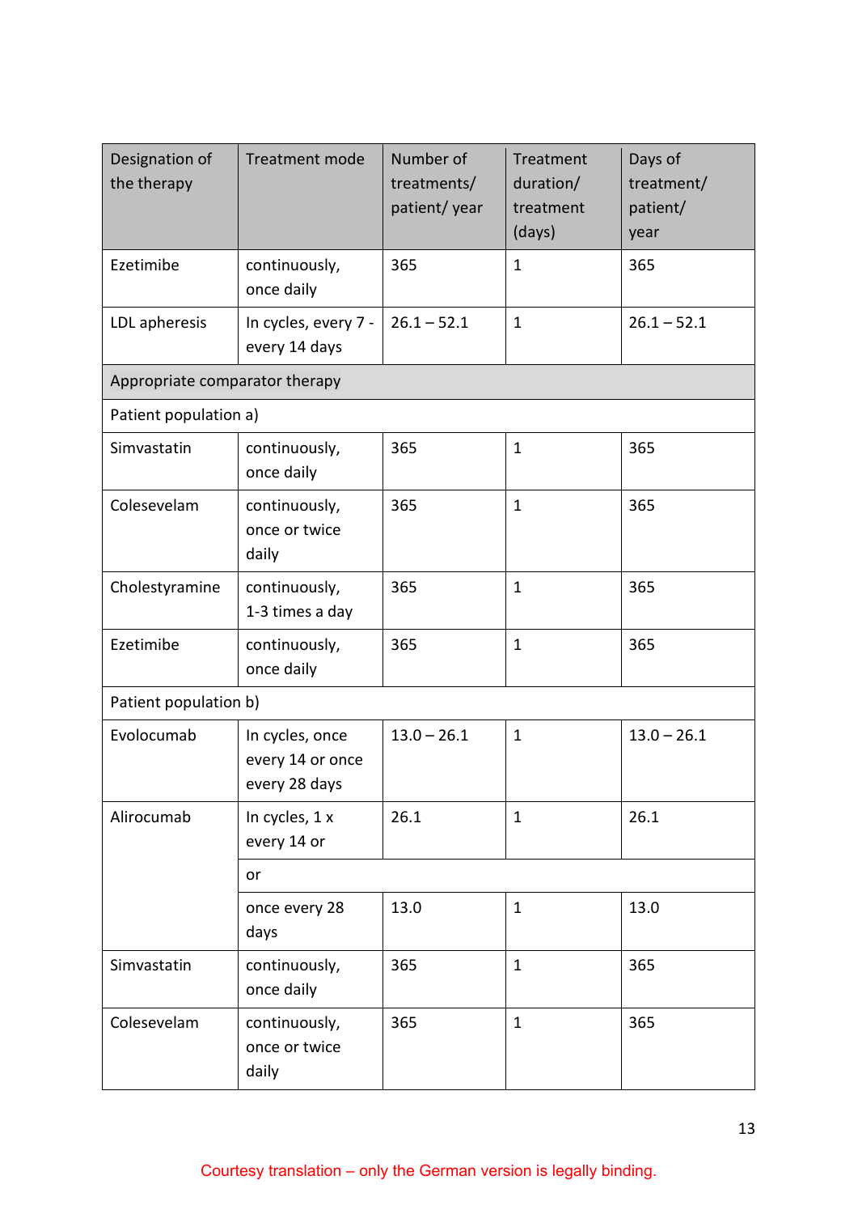| Designation of the therapy | Treatment mode | Number of treatments/ patient/ year | Treatment duration/ treatment (days) | Days of treatment/ patient/ year |
|---|---|---|---|---|
| Ezetimibe | continuously, once daily | 365 | 1 | 365 |
| LDL apheresis | In cycles, every 7 - every 14 days | 26.1 – 52.1 | 1 | 26.1 – 52.1 |
| Appropriate comparator therapy | | | | |
| Patient population a) | | | | |
| Simvastatin | continuously, once daily | 365 | 1 | 365 |
| Colesevelam | continuously, once or twice daily | 365 | 1 | 365 |
| Cholestyramine | continuously, 1-3 times a day | 365 | 1 | 365 |
| Ezetimibe | continuously, once daily | 365 | 1 | 365 |
| Patient population b) | | | | |
| Evolocumab | In cycles, once every 14 or once every 28 days | 13.0 – 26.1 | 1 | 13.0 – 26.1 |
| Alirocumab | In cycles, 1 x every 14 or | 26.1 | 1 | 26.1 |
| | or | | | |
| | once every 28 days | 13.0 | 1 | 13.0 |
| Simvastatin | continuously, once daily | 365 | 1 | 365 |
| Colesevelam | continuously, once or twice daily | 365 | 1 | 365 |

Courtesy translation – only the German version is legally binding.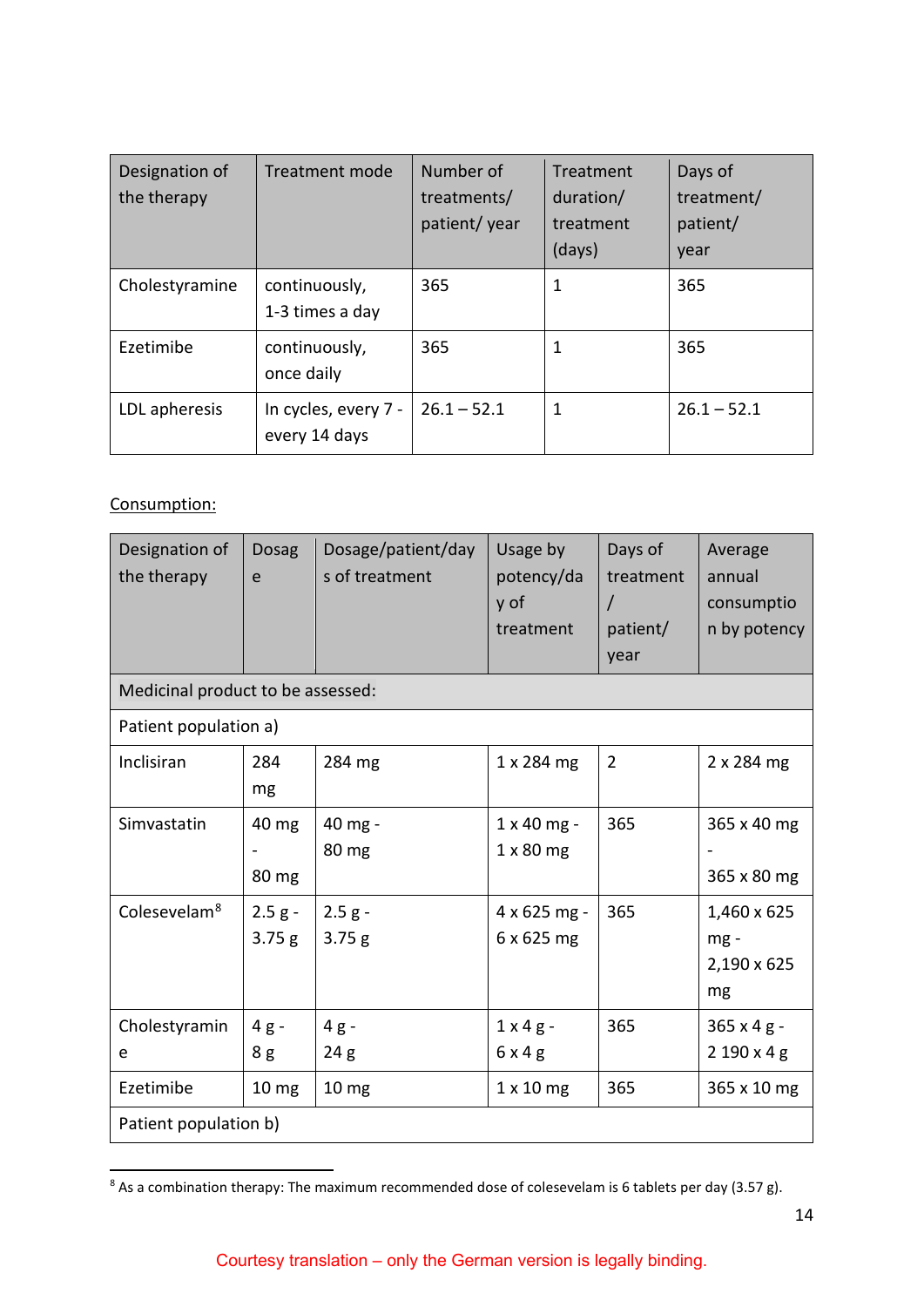| Designation of the therapy | Treatment mode | Number of treatments/ patient/ year | Treatment duration/ treatment (days) | Days of treatment/ patient/ year |
|---|---|---|---|---|
| Cholestyramine | continuously, 1-3 times a day | 365 | 1 | 365 |
| Ezetimibe | continuously, once daily | 365 | 1 | 365 |
| LDL apheresis | In cycles, every 7 - every 14 days | 26.1 – 52.1 | 1 | 26.1 – 52.1 |

<u>Consumption:</u>

| Designation of the therapy | Dosage | Dosage/patient/days of treatment | Usage by potency/day of treatment | Days of treatment / patient/ year | Average annual consumption by potency |
|---|---|---|---|---|---|
| Medicinal product to be assessed: | | | | | |
| Patient population a) | | | | | |
| Inclisiran | 284 mg | 284 mg | 1 x 284 mg | 2 | 2 x 284 mg |
| Simvastatin | 40 mg - 80 mg | 40 mg - 80 mg | 1 x 40 mg - 1 x 80 mg | 365 | 365 x 40 mg - 365 x 80 mg |
| Colesevelam[8] | 2.5 g - 3.75 g | 2.5 g - 3.75 g | 4 x 625 mg - 6 x 625 mg | 365 | 1,460 x 625 mg - 2,190 x 625 mg |
| Cholestyramine | 4 g - 8 g | 4 g - 24 g | 1 x 4 g - 6 x 4 g | 365 | 365 x 4 g - 2 190 x 4 g |
| Ezetimibe | 10 mg | 10 mg | 1 x 10 mg | 365 | 365 x 10 mg |
| Patient population b) | | | | | |

[8] As a combination therapy: The maximum recommended dose of colesevelam is 6 tablets per day (3.57 g).

Courtesy translation – only the German version is legally binding.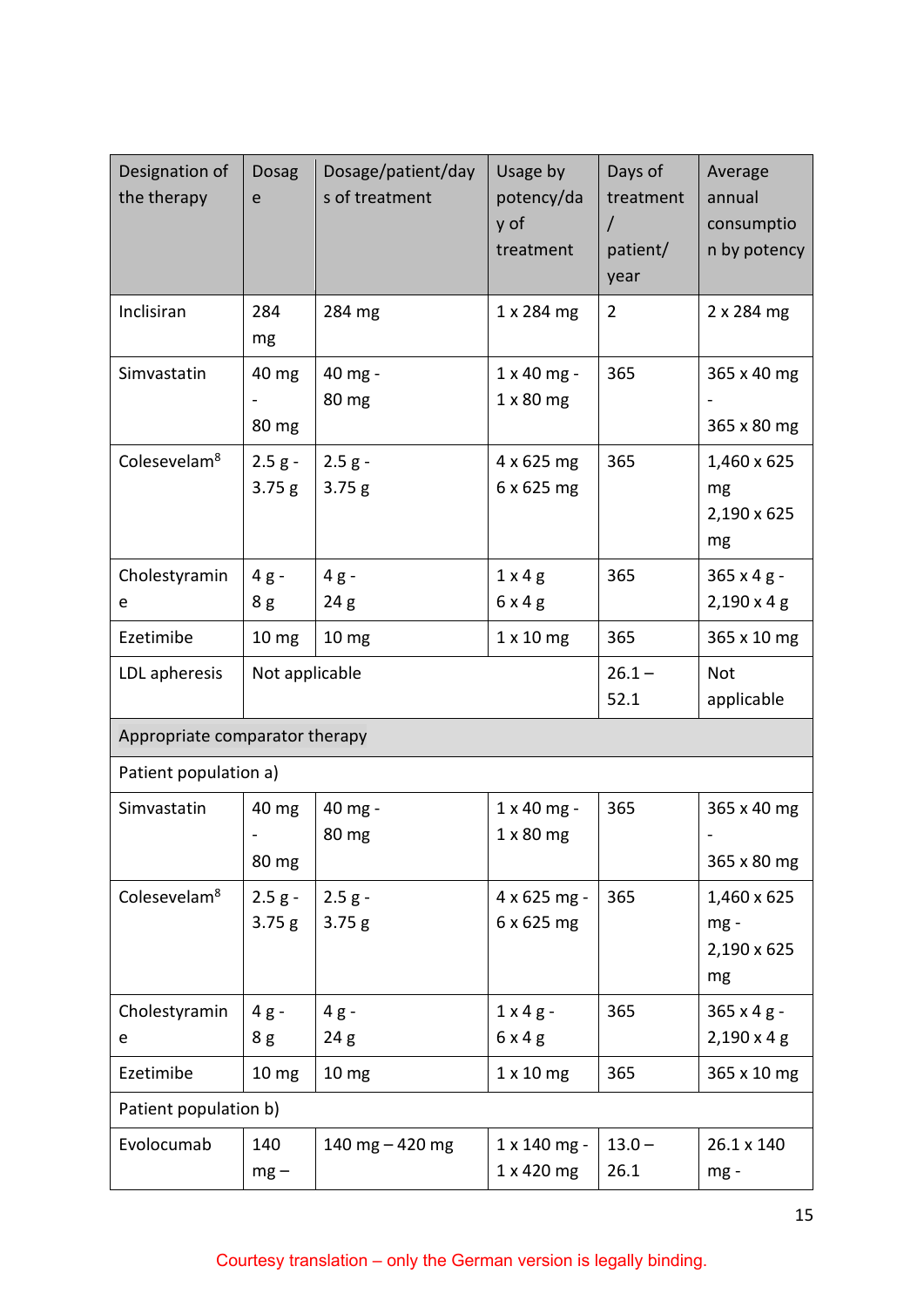| Designation of the therapy | Dosage | Dosage/patient/days of treatment | Usage by potency/day of treatment | Days of treatment / patient/ year | Average annual consumption by potency |
|---|---|---|---|---|---|
| Inclisiran | 284 mg | 284 mg | 1 x 284 mg | 2 | 2 x 284 mg |
| Simvastatin | 40 mg - 80 mg | 40 mg - 80 mg | 1 x 40 mg - 1 x 80 mg | 365 | 365 x 40 mg - 365 x 80 mg |
| Colesevelam[8] | 2.5 g - 3.75 g | 2.5 g - 3.75 g | 4 x 625 mg 6 x 625 mg | 365 | 1,460 x 625 mg 2,190 x 625 mg |
| Cholestyramine | 4 g - 8 g | 4 g - 24 g | 1 x 4 g 6 x 4 g | 365 | 365 x 4 g - 2,190 x 4 g |
| Ezetimibe | 10 mg | 10 mg | 1 x 10 mg | 365 | 365 x 10 mg |
| LDL apheresis | Not applicable | | | 26.1 – 52.1 | Not applicable |
| Appropriate comparator therapy | | | | | |
| Patient population a) | | | | | |
| Simvastatin | 40 mg - 80 mg | 40 mg - 80 mg | 1 x 40 mg - 1 x 80 mg | 365 | 365 x 40 mg - 365 x 80 mg |
| Colesevelam[8] | 2.5 g - 3.75 g | 2.5 g - 3.75 g | 4 x 625 mg - 6 x 625 mg | 365 | 1,460 x 625 mg - 2,190 x 625 mg |
| Cholestyramine | 4 g - 8 g | 4 g - 24 g | 1 x 4 g - 6 x 4 g | 365 | 365 x 4 g - 2,190 x 4 g |
| Ezetimibe | 10 mg | 10 mg | 1 x 10 mg | 365 | 365 x 10 mg |
| Patient population b) | | | | | |
| Evolocumab | 140 mg – | 140 mg – 420 mg | 1 x 140 mg - 1 x 420 mg | 13.0 – 26.1 | 26.1 x 140 mg - |

Courtesy translation – only the German version is legally binding.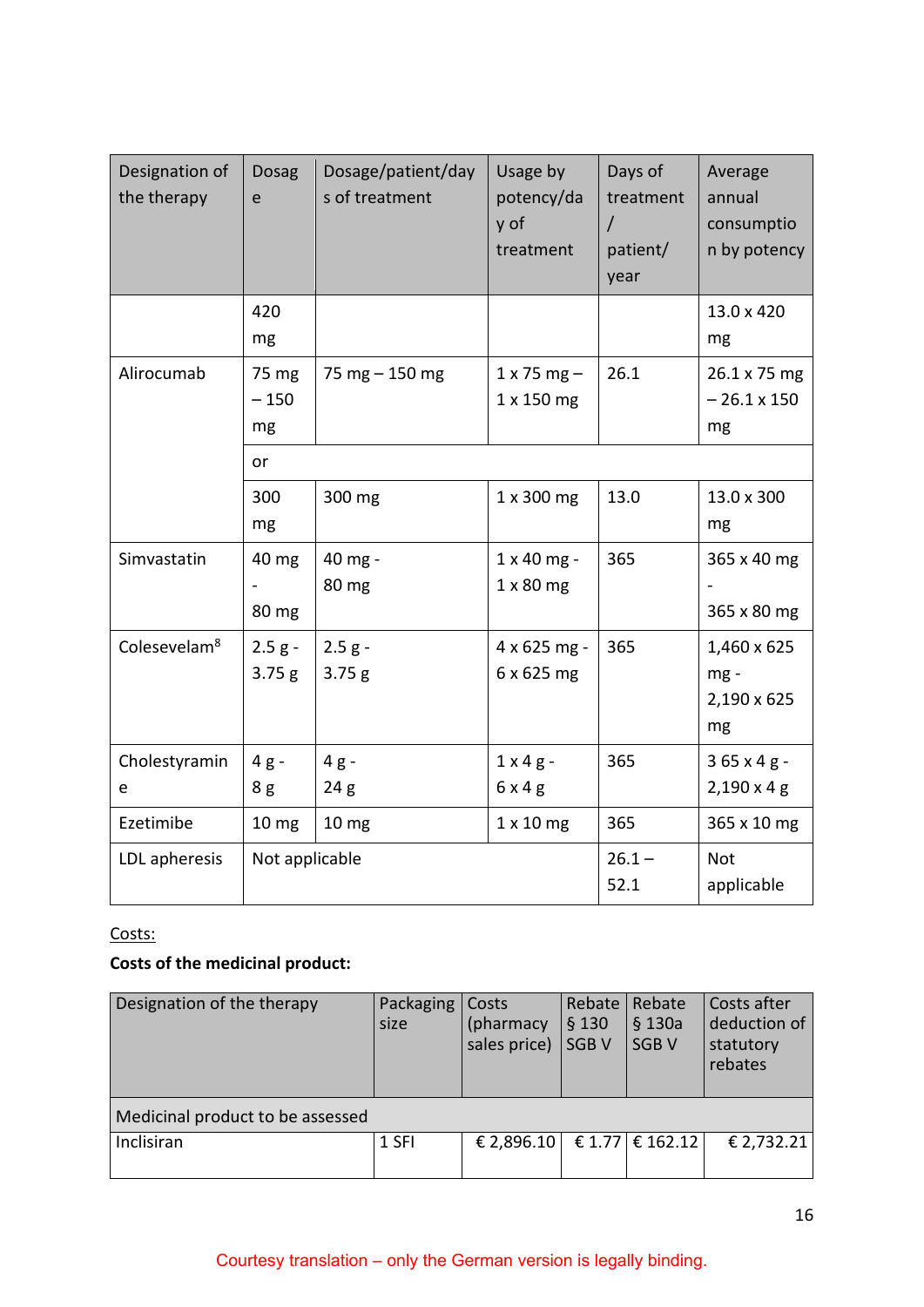| Designation of the therapy | Dosage | Dosage/patient/days of treatment | Usage by potency/day of treatment | Days of treatment / patient/ year | Average annual consumption by potency |
|---|---|---|---|---|---|
| | 420 mg | | | | 13.0 x 420 mg |
| Alirocumab | 75 mg – 150 mg | 75 mg – 150 mg | 1 x 75 mg – 1 x 150 mg | 26.1 | 26.1 x 75 mg – 26.1 x 150 mg |
| | or | | | | |
| | 300 mg | 300 mg | 1 x 300 mg | 13.0 | 13.0 x 300 mg |
| Simvastatin | 40 mg - 80 mg | 40 mg - 80 mg | 1 x 40 mg - 1 x 80 mg | 365 | 365 x 40 mg - 365 x 80 mg |
| Colesevelam[8] | 2.5 g - 3.75 g | 2.5 g - 3.75 g | 4 x 625 mg - 6 x 625 mg | 365 | 1,460 x 625 mg - 2,190 x 625 mg |
| Cholestyramine | 4 g - 8 g | 4 g - 24 g | 1 x 4 g - 6 x 4 g | 365 | 3 65 x 4 g - 2,190 x 4 g |
| Ezetimibe | 10 mg | 10 mg | 1 x 10 mg | 365 | 365 x 10 mg |
| LDL apheresis | Not applicable | | | 26.1 – 52.1 | Not applicable |

Costs:

**Costs of the medicinal product:**

| Designation of the therapy | Packaging size | Costs (pharmacy sales price) | Rebate § 130 SGB V | Rebate § 130a SGB V | Costs after deduction of statutory rebates |
|---|---|---|---|---|---|
| Medicinal product to be assessed | | | | | |
| Inclisiran | 1 SFI | € 2,896.10 | € 1.77 | € 162.12 | € 2,732.21 |

Courtesy translation – only the German version is legally binding.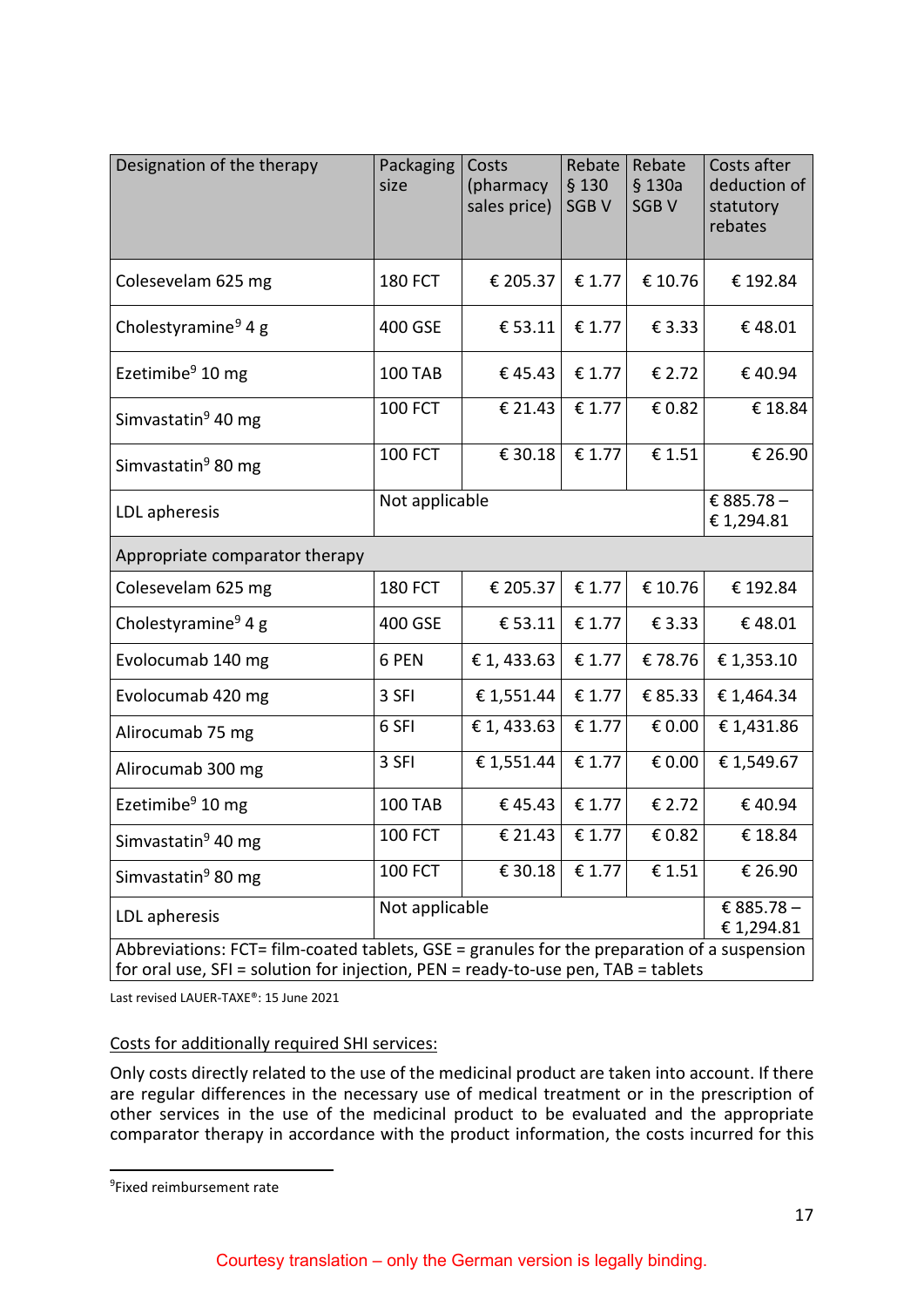| Designation of the therapy | Packaging size | Costs (pharmacy sales price) | Rebate § 130 SGB V | Rebate § 130a SGB V | Costs after deduction of statutory rebates |
|---|---|---|---|---|---|
| Colesevelam 625 mg | 180 FCT | € 205.37 | € 1.77 | € 10.76 | € 192.84 |
| Cholestyramine[9] 4 g | 400 GSE | € 53.11 | € 1.77 | € 3.33 | € 48.01 |
| Ezetimibe[9] 10 mg | 100 TAB | € 45.43 | € 1.77 | € 2.72 | € 40.94 |
| Simvastatin[9] 40 mg | 100 FCT | € 21.43 | € 1.77 | € 0.82 | € 18.84 |
| Simvastatin[9] 80 mg | 100 FCT | € 30.18 | € 1.77 | € 1.51 | € 26.90 |
| LDL apheresis | Not applicable | | | | € 885.78 – € 1,294.81 |
| Appropriate comparator therapy | | | | | |
| Colesevelam 625 mg | 180 FCT | € 205.37 | € 1.77 | € 10.76 | € 192.84 |
| Cholestyramine[9] 4 g | 400 GSE | € 53.11 | € 1.77 | € 3.33 | € 48.01 |
| Evolocumab 140 mg | 6 PEN | € 1, 433.63 | € 1.77 | € 78.76 | € 1,353.10 |
| Evolocumab 420 mg | 3 SFI | € 1,551.44 | € 1.77 | € 85.33 | € 1,464.34 |
| Alirocumab 75 mg | 6 SFI | € 1, 433.63 | € 1.77 | € 0.00 | € 1,431.86 |
| Alirocumab 300 mg | 3 SFI | € 1,551.44 | € 1.77 | € 0.00 | € 1,549.67 |
| Ezetimibe[9] 10 mg | 100 TAB | € 45.43 | € 1.77 | € 2.72 | € 40.94 |
| Simvastatin[9] 40 mg | 100 FCT | € 21.43 | € 1.77 | € 0.82 | € 18.84 |
| Simvastatin[9] 80 mg | 100 FCT | € 30.18 | € 1.77 | € 1.51 | € 26.90 |
| LDL apheresis | Not applicable | | | | € 885.78 – € 1,294.81 |
| Abbreviations: FCT= film-coated tablets, GSE = granules for the preparation of a suspension for oral use, SFI = solution for injection, PEN = ready-to-use pen, TAB = tablets | | | | | |

Last revised LAUER-TAXE®: 15 June 2021

Costs for additionally required SHI services:

Only costs directly related to the use of the medicinal product are taken into account. If there are regular differences in the necessary use of medical treatment or in the prescription of other services in the use of the medicinal product to be evaluated and the appropriate comparator therapy in accordance with the product information, the costs incurred for this

[9] Fixed reimbursement rate

Courtesy translation – only the German version is legally binding.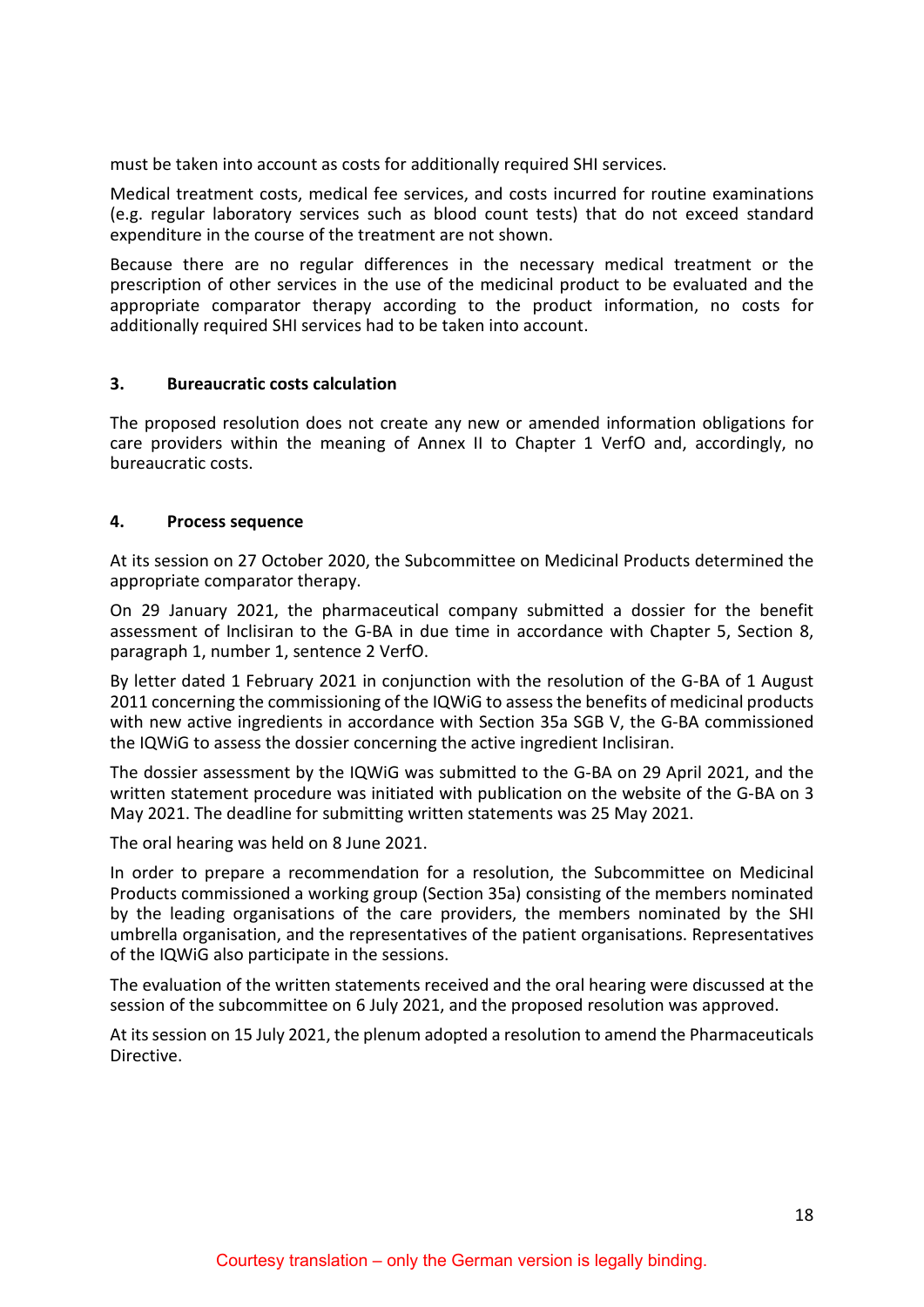must be taken into account as costs for additionally required SHI services.

Medical treatment costs, medical fee services, and costs incurred for routine examinations (e.g. regular laboratory services such as blood count tests) that do not exceed standard expenditure in the course of the treatment are not shown.

Because there are no regular differences in the necessary medical treatment or the prescription of other services in the use of the medicinal product to be evaluated and the appropriate comparator therapy according to the product information, no costs for additionally required SHI services had to be taken into account.

## 3. Bureaucratic costs calculation

The proposed resolution does not create any new or amended information obligations for care providers within the meaning of Annex II to Chapter 1 VerfO and, accordingly, no bureaucratic costs.

## 4. Process sequence

At its session on 27 October 2020, the Subcommittee on Medicinal Products determined the appropriate comparator therapy.

On 29 January 2021, the pharmaceutical company submitted a dossier for the benefit assessment of Inclisiran to the G-BA in due time in accordance with Chapter 5, Section 8, paragraph 1, number 1, sentence 2 VerfO.

By letter dated 1 February 2021 in conjunction with the resolution of the G-BA of 1 August 2011 concerning the commissioning of the IQWiG to assess the benefits of medicinal products with new active ingredients in accordance with Section 35a SGB V, the G-BA commissioned the IQWiG to assess the dossier concerning the active ingredient Inclisiran.

The dossier assessment by the IQWiG was submitted to the G-BA on 29 April 2021, and the written statement procedure was initiated with publication on the website of the G-BA on 3 May 2021. The deadline for submitting written statements was 25 May 2021.

The oral hearing was held on 8 June 2021.

In order to prepare a recommendation for a resolution, the Subcommittee on Medicinal Products commissioned a working group (Section 35a) consisting of the members nominated by the leading organisations of the care providers, the members nominated by the SHI umbrella organisation, and the representatives of the patient organisations. Representatives of the IQWiG also participate in the sessions.

The evaluation of the written statements received and the oral hearing were discussed at the session of the subcommittee on 6 July 2021, and the proposed resolution was approved.

At its session on 15 July 2021, the plenum adopted a resolution to amend the Pharmaceuticals Directive.

Courtesy translation – only the German version is legally binding.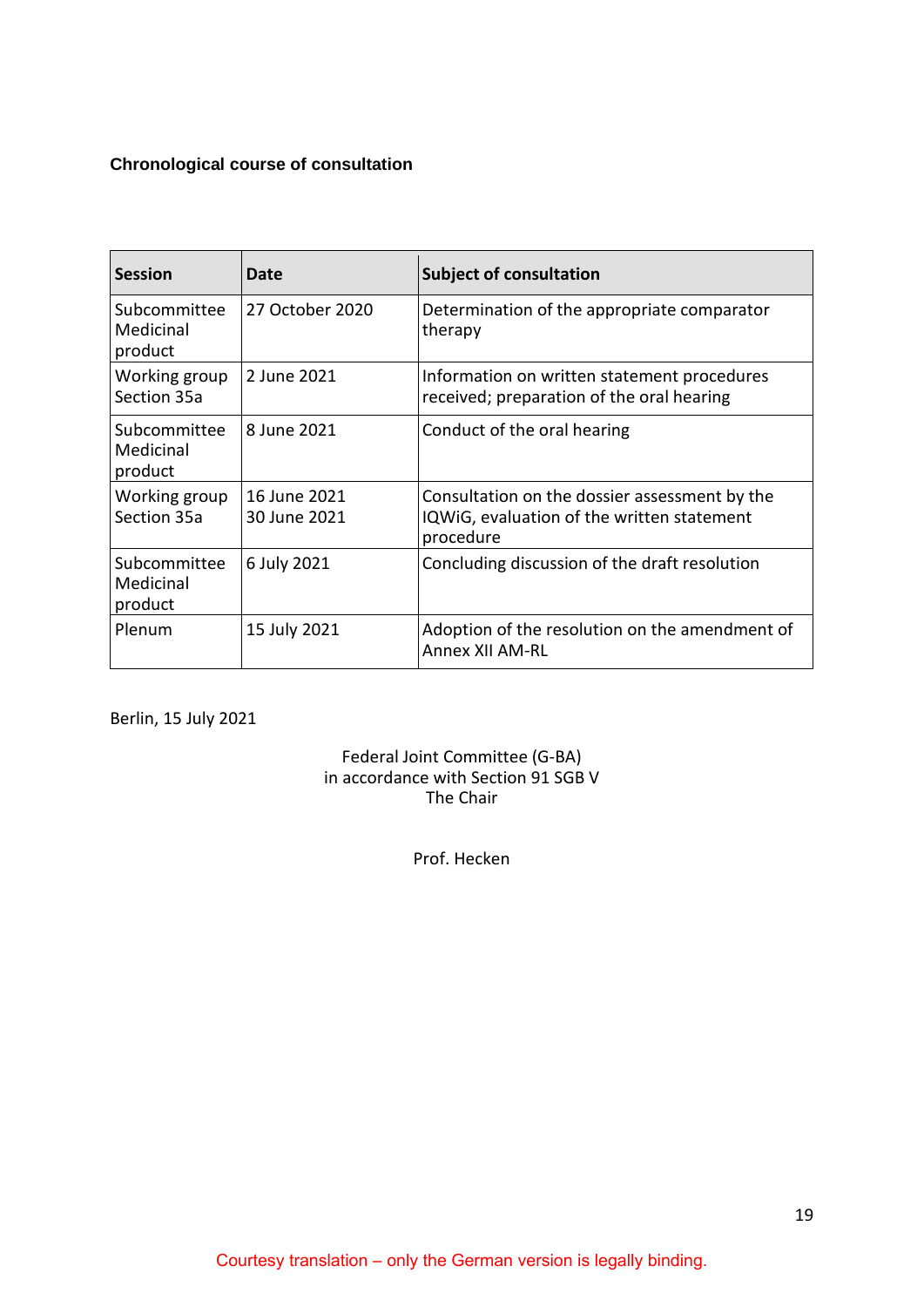### Chronological course of consultation

| Session | Date | Subject of consultation |
| --- | --- | --- |
| Subcommittee Medicinal product | 27 October 2020 | Determination of the appropriate comparator therapy |
| Working group Section 35a | 2 June 2021 | Information on written statement procedures received; preparation of the oral hearing |
| Subcommittee Medicinal product | 8 June 2021 | Conduct of the oral hearing |
| Working group Section 35a | 16 June 2021<br>30 June 2021 | Consultation on the dossier assessment by the IQWiG, evaluation of the written statement procedure |
| Subcommittee Medicinal product | 6 July 2021 | Concluding discussion of the draft resolution |
| Plenum | 15 July 2021 | Adoption of the resolution on the amendment of Annex XII AM-RL |

Berlin, 15 July 2021

Federal Joint Committee (G-BA)
in accordance with Section 91 SGB V
The Chair

Prof. Hecken

Courtesy translation – only the German version is legally binding.